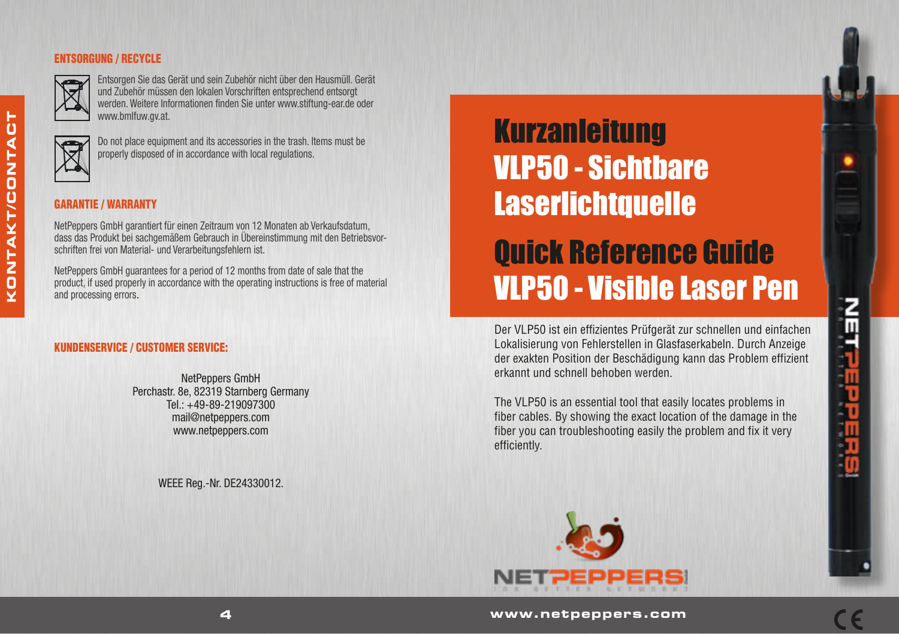## ENTSORGUNG / RECYCLE

Entsorgen Sie das Gerät und sein Zubehör nicht über den Hausmüll. Gerät und Zubehör müssen den lokalen Vorschriften entsprechend entsorgt werden. Weitere Informationen finden Sie unter www.stiftung-ear.de oder www.bmlfuw.gv.at.

Do not place equipment and its accessories in the trash. Items must be properly disposed of in accordance with local regulations.

## GARANTIE / WARRANTY

NetPeppers GmbH garantiert für einen Zeitraum von 12 Monaten ab Verkaufsdatum, dass das Produkt bei sachgemäßem Gebrauch in Übereinstimmung mit den Betriebsvorschriften frei von Material- und Verarbeitungsfehlern ist.

NetPeppers GmbH guarantees for a period of 12 months from date of sale that the product, if used properly in accordance with the operating instructions is free of material and processing errors.

## KUNDENSERVICE / CUSTOMER SERVICE:

NetPeppers GmbH
Perchastr. 8e, 82319 Starnberg Germany
Tel.: +49-89-219097300
mail@netpeppers.com
www.netpeppers.com

WEEE Reg.-Nr. DE24330012.

KONTAKT/CONTACT

# Kurzanleitung VLP50 - Sichtbare Laserlichtquelle

# Quick Reference Guide VLP50 - Visible Laser Pen

Der VLP50 ist ein effizientes Prüfgerät zur schnellen und einfachen Lokalisierung von Fehlerstellen in Glasfaserkabeln. Durch Anzeige der exakten Position der Beschädigung kann das Problem effizient erkannt und schnell behoben werden.

The VLP50 is an essential tool that easily locates problems in fiber cables. By showing the exact location of the damage in the fiber you can troubleshooting easily the problem and fix it very efficiently.

NETPEPPERS
FOR BETTER NETWORKS

www.netpeppers.com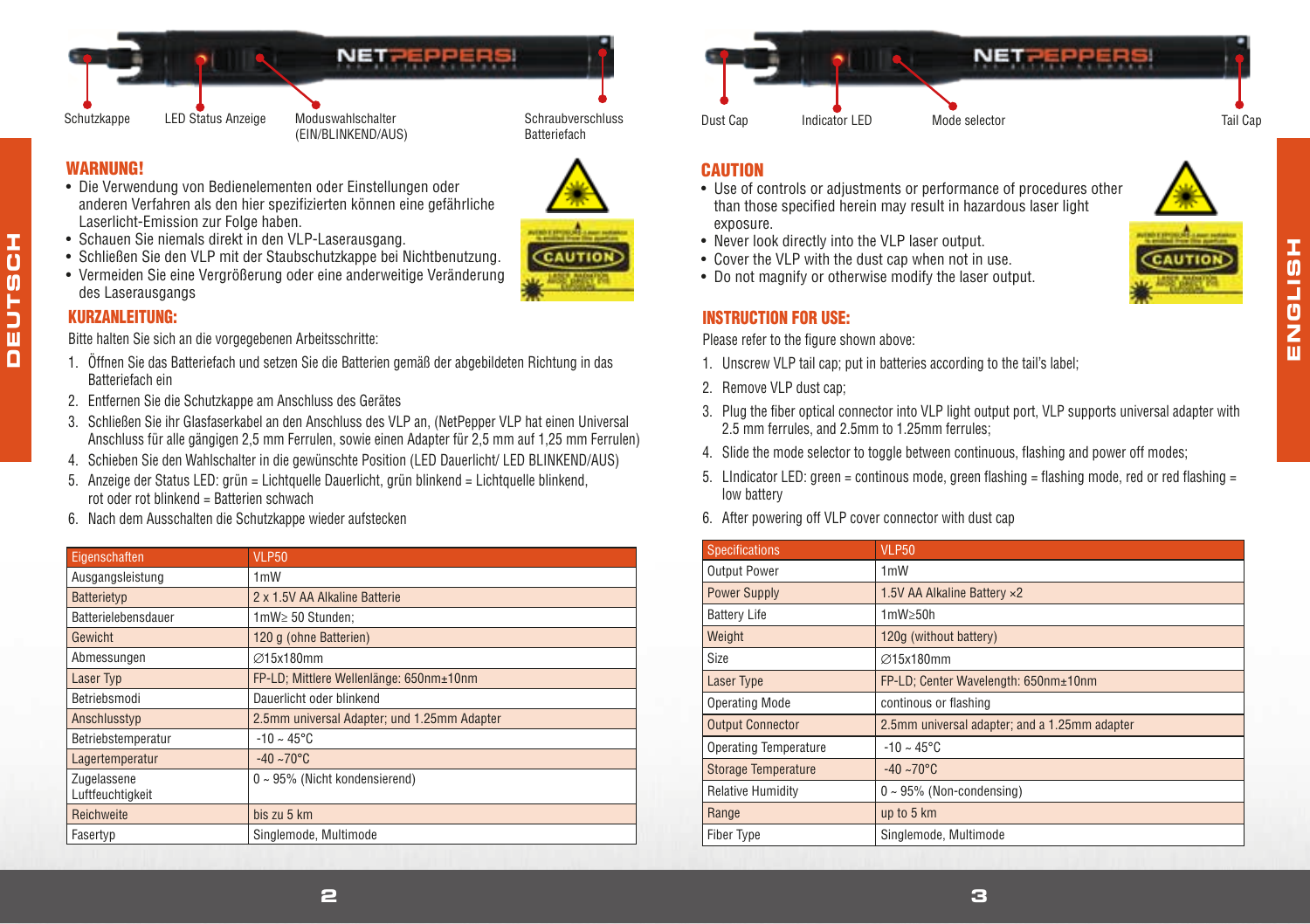Schutzkappe LED Status Anzeige Moduswahlschalter (EIN/BLINKEND/AUS) Schraubverschluss Batteriefach

## WARNUNG!

- Die Verwendung von Bedienelementen oder Einstellungen oder anderen Verfahren als den hier spezifizierten können eine gefährliche Laserlicht-Emission zur Folge haben.
- Schauen Sie niemals direkt in den VLP-Laserausgang.
- Schließen Sie den VLP mit der Staubschutzkappe bei Nichtbenutzung.
- Vermeiden Sie eine Vergrößerung oder eine anderweitige Veränderung des Laserausgangs

## KURZANLEITUNG:

Bitte halten Sie sich an die vorgegebenen Arbeitsschritte:

1. Öffnen Sie das Batteriefach und setzen Sie die Batterien gemäß der abgebildeten Richtung in das Batteriefach ein
2. Entfernen Sie die Schutzkappe am Anschluss des Gerätes
3. Schließen Sie ihr Glasfaserkabel an den Anschluss des VLP an, (NetPepper VLP hat einen Universal Anschluss für alle gängigen 2,5 mm Ferrulen, sowie einen Adapter für 2,5 mm auf 1,25 mm Ferrulen)
4. Schieben Sie den Wahlschalter in die gewünschte Position (LED Dauerlicht/ LED BLINKEND/AUS)
5. Anzeige der Status LED: grün = Lichtquelle Dauerlicht, grün blinkend = Lichtquelle blinkend, rot oder rot blinkend = Batterien schwach
6. Nach dem Ausschalten die Schutzkappe wieder aufstecken

| Eigenschaften | VLP50 |
|---|---|
| Ausgangsleistung | 1mW |
| Batterietyp | 2 x 1.5V AA Alkaline Batterie |
| Batterielebensdauer | 1mW≥ 50 Stunden; |
| Gewicht | 120 g (ohne Batterien) |
| Abmessungen | ∅15x180mm |
| Laser Typ | FP-LD; Mittlere Wellenlänge: 650nm±10nm |
| Betriebsmodi | Dauerlicht oder blinkend |
| Anschlusstyp | 2.5mm universal Adapter; und 1.25mm Adapter |
| Betriebstemperatur | -10 ~ 45°C |
| Lagertemperatur | -40 ~70°C |
| Zugelassene Luftfeuchtigkeit | 0 ~ 95% (Nicht kondensierend) |
| Reichweite | bis zu 5 km |
| Fasertyp | Singlemode, Multimode |

Dust Cap Indicator LED Mode selector Tail Cap

## CAUTION

- Use of controls or adjustments or performance of procedures other than those specified herein may result in hazardous laser light exposure.
- Never look directly into the VLP laser output.
- Cover the VLP with the dust cap when not in use.
- Do not magnify or otherwise modify the laser output.

## INSTRUCTION FOR USE:

Please refer to the figure shown above:

1. Unscrew VLP tail cap; put in batteries according to the tail's label;
2. Remove VLP dust cap;
3. Plug the fiber optical connector into VLP light output port, VLP supports universal adapter with 2.5 mm ferrules, and 2.5mm to 1.25mm ferrules;
4. Slide the mode selector to toggle between continuous, flashing and power off modes;
5. LIndicator LED: green = continous mode, green flashing = flashing mode, red or red flashing = low battery
6. After powering off VLP cover connector with dust cap

| Specifications | VLP50 |
|---|---|
| Output Power | 1mW |
| Power Supply | 1.5V AA Alkaline Battery ×2 |
| Battery Life | 1mW≥50h |
| Weight | 120g (without battery) |
| Size | ∅15x180mm |
| Laser Type | FP-LD; Center Wavelength: 650nm±10nm |
| Operating Mode | continous or flashing |
| Output Connector | 2.5mm universal adapter; and a 1.25mm adapter |
| Operating Temperature | -10 ~ 45°C |
| Storage Temperature | -40 ~70°C |
| Relative Humidity | 0 ~ 95% (Non-condensing) |
| Range | up to 5 km |
| Fiber Type | Singlemode, Multimode |